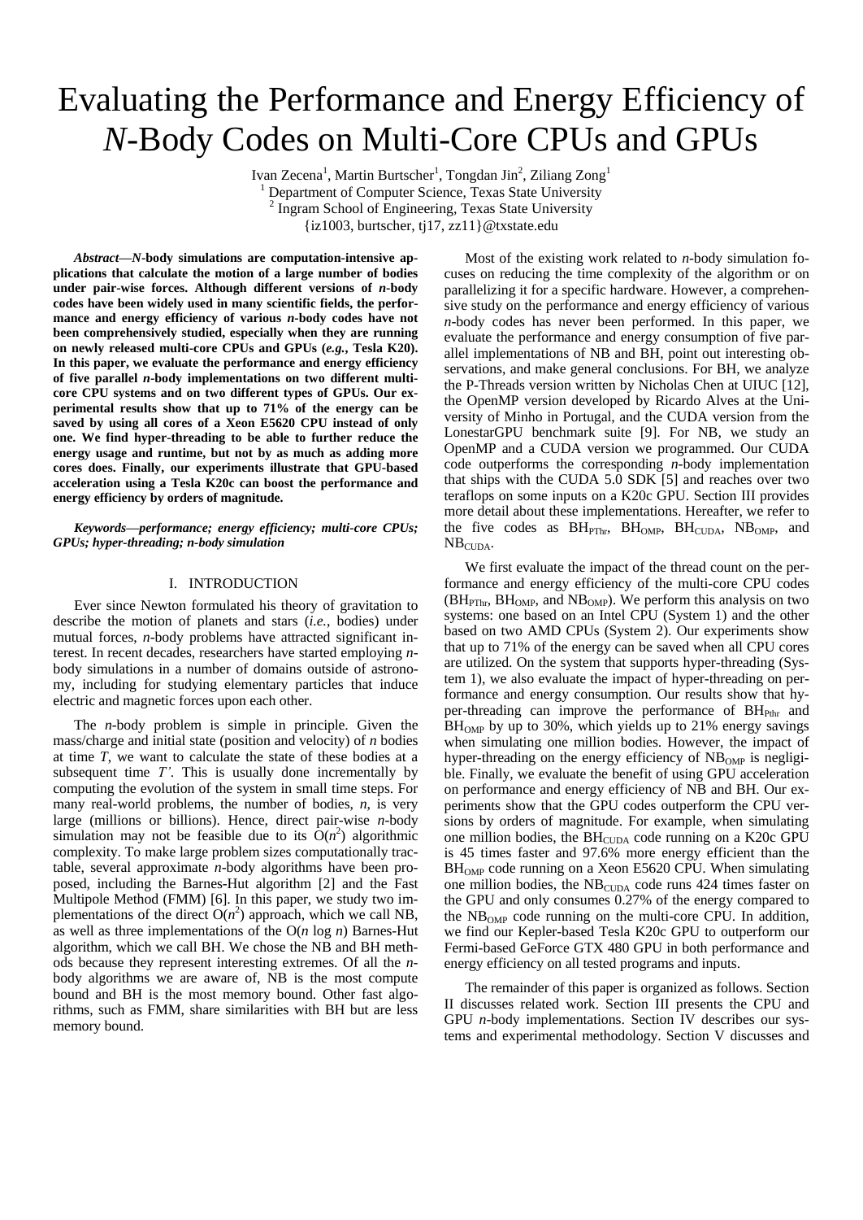# Evaluating the Performance and Energy Efficiency of *N*-Body Codes on Multi-Core CPUs and GPUs

Ivan Zecena[1], Martin Burtscher[1], Tongdan Jin[2], Ziliang Zong[1]

[1] Department of Computer Science, Texas State University

[2] Ingram School of Engineering, Texas State University

{iz1003, burtscher, tj17, zz11}@txstate.edu

***Abstract*—*N*-body simulations are computation-intensive applications that calculate the motion of a large number of bodies under pair-wise forces. Although different versions of *n*-body codes have been widely used in many scientific fields, the performance and energy efficiency of various *n*-body codes have not been comprehensively studied, especially when they are running on newly released multi-core CPUs and GPUs (*e.g.*, Tesla K20). In this paper, we evaluate the performance and energy efficiency of five parallel *n*-body implementations on two different multi-core CPU systems and on two different types of GPUs. Our experimental results show that up to 71% of the energy can be saved by using all cores of a Xeon E5620 CPU instead of only one. We find hyper-threading to be able to further reduce the energy usage and runtime, but not by as much as adding more cores does. Finally, our experiments illustrate that GPU-based acceleration using a Tesla K20c can boost the performance and energy efficiency by orders of magnitude.**

***Keywords—performance; energy efficiency; multi-core CPUs; GPUs; hyper-threading; n-body simulation***

## I. INTRODUCTION

Ever since Newton formulated his theory of gravitation to describe the motion of planets and stars (*i.e.*, bodies) under mutual forces, *n*-body problems have attracted significant interest. In recent decades, researchers have started employing *n*-body simulations in a number of domains outside of astronomy, including for studying elementary particles that induce electric and magnetic forces upon each other.

The *n*-body problem is simple in principle. Given the mass/charge and initial state (position and velocity) of *n* bodies at time *T*, we want to calculate the state of these bodies at a subsequent time *T'*. This is usually done incrementally by computing the evolution of the system in small time steps. For many real-world problems, the number of bodies, *n*, is very large (millions or billions). Hence, direct pair-wise *n*-body simulation may not be feasible due to its $O(n^2)$ algorithmic complexity. To make large problem sizes computationally tractable, several approximate *n*-body algorithms have been proposed, including the Barnes-Hut algorithm [2] and the Fast Multipole Method (FMM) [6]. In this paper, we study two implementations of the direct $O(n^2)$ approach, which we call NB, as well as three implementations of the $O(n \log n)$ Barnes-Hut algorithm, which we call BH. We chose the NB and BH methods because they represent interesting extremes. Of all the *n*-body algorithms we are aware of, NB is the most compute bound and BH is the most memory bound. Other fast algorithms, such as FMM, share similarities with BH but are less memory bound.

Most of the existing work related to *n*-body simulation focuses on reducing the time complexity of the algorithm or on parallelizing it for a specific hardware. However, a comprehensive study on the performance and energy efficiency of various *n*-body codes has never been performed. In this paper, we evaluate the performance and energy consumption of five parallel implementations of NB and BH, point out interesting observations, and make general conclusions. For BH, we analyze the P-Threads version written by Nicholas Chen at UIUC [12], the OpenMP version developed by Ricardo Alves at the University of Minho in Portugal, and the CUDA version from the LonestarGPU benchmark suite [9]. For NB, we study an OpenMP and a CUDA version we programmed. Our CUDA code outperforms the corresponding *n*-body implementation that ships with the CUDA 5.0 SDK [5] and reaches over two teraflops on some inputs on a K20c GPU. Section III provides more detail about these implementations. Hereafter, we refer to the five codes as $BH_{PThr}$, $BH_{OMP}$, $BH_{CUDA}$, $NB_{OMP}$, and $NB_{CUDA}$.

We first evaluate the impact of the thread count on the performance and energy efficiency of the multi-core CPU codes ($BH_{PThr}$, $BH_{OMP}$, and $NB_{OMP}$). We perform this analysis on two systems: one based on an Intel CPU (System 1) and the other based on two AMD CPUs (System 2). Our experiments show that up to 71% of the energy can be saved when all CPU cores are utilized. On the system that supports hyper-threading (System 1), we also evaluate the impact of hyper-threading on performance and energy consumption. Our results show that hyper-threading can improve the performance of $BH_{Pthr}$ and $BH_{OMP}$ by up to 30%, which yields up to 21% energy savings when simulating one million bodies. However, the impact of hyper-threading on the energy efficiency of $NB_{OMP}$ is negligible. Finally, we evaluate the benefit of using GPU acceleration on performance and energy efficiency of NB and BH. Our experiments show that the GPU codes outperform the CPU versions by orders of magnitude. For example, when simulating one million bodies, the $BH_{CUDA}$ code running on a K20c GPU is 45 times faster and 97.6% more energy efficient than the $BH_{OMP}$ code running on a Xeon E5620 CPU. When simulating one million bodies, the $NB_{CUDA}$ code runs 424 times faster on the GPU and only consumes 0.27% of the energy compared to the $NB_{OMP}$ code running on the multi-core CPU. In addition, we find our Kepler-based Tesla K20c GPU to outperform our Fermi-based GeForce GTX 480 GPU in both performance and energy efficiency on all tested programs and inputs.

The remainder of this paper is organized as follows. Section II discusses related work. Section III presents the CPU and GPU *n*-body implementations. Section IV describes our systems and experimental methodology. Section V discusses and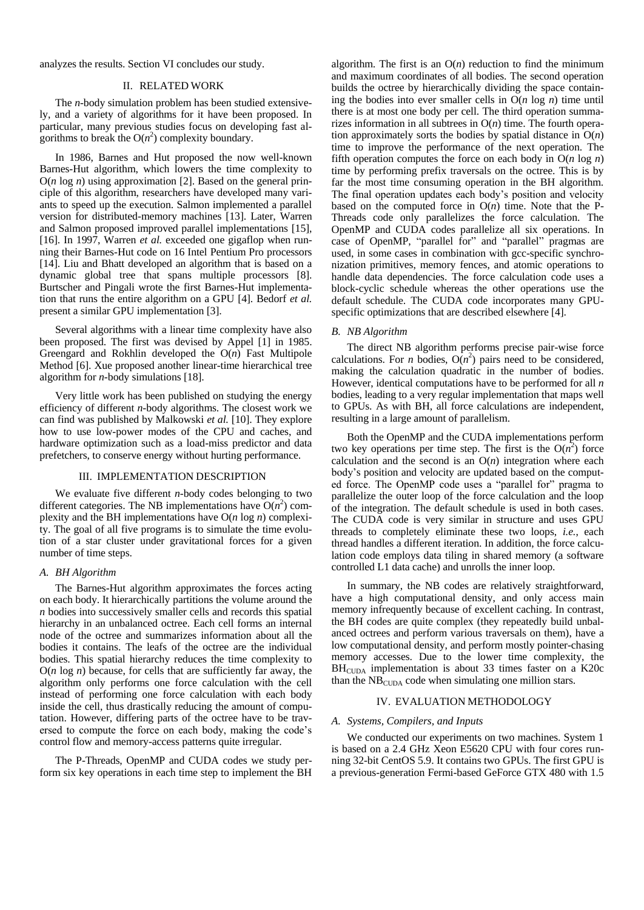analyzes the results. Section VI concludes our study.

## II. RELATED WORK

The *n*-body simulation problem has been studied extensively, and a variety of algorithms for it have been proposed. In particular, many previous studies focus on developing fast algorithms to break the $O(n^2)$ complexity boundary.

In 1986, Barnes and Hut proposed the now well-known Barnes-Hut algorithm, which lowers the time complexity to $O(n \log n)$ using approximation [2]. Based on the general principle of this algorithm, researchers have developed many variants to speed up the execution. Salmon implemented a parallel version for distributed-memory machines [13]. Later, Warren and Salmon proposed improved parallel implementations [15], [16]. In 1997, Warren *et al.* exceeded one gigaflop when running their Barnes-Hut code on 16 Intel Pentium Pro processors [14]. Liu and Bhatt developed an algorithm that is based on a dynamic global tree that spans multiple processors [8]. Burtscher and Pingali wrote the first Barnes-Hut implementation that runs the entire algorithm on a GPU [4]. Bedorf *et al.* present a similar GPU implementation [3].

Several algorithms with a linear time complexity have also been proposed. The first was devised by Appel [1] in 1985. Greengard and Rokhlin developed the $O(n)$ Fast Multipole Method [6]. Xue proposed another linear-time hierarchical tree algorithm for *n*-body simulations [18].

Very little work has been published on studying the energy efficiency of different *n*-body algorithms. The closest work we can find was published by Malkowski *et al.* [10]. They explore how to use low-power modes of the CPU and caches, and hardware optimization such as a load-miss predictor and data prefetchers, to conserve energy without hurting performance.

## III. IMPLEMENTATION DESCRIPTION

We evaluate five different *n*-body codes belonging to two different categories. The NB implementations have $O(n^2)$ complexity and the BH implementations have $O(n \log n)$ complexity. The goal of all five programs is to simulate the time evolution of a star cluster under gravitational forces for a given number of time steps.

### *A. BH Algorithm*

The Barnes-Hut algorithm approximates the forces acting on each body. It hierarchically partitions the volume around the *n* bodies into successively smaller cells and records this spatial hierarchy in an unbalanced octree. Each cell forms an internal node of the octree and summarizes information about all the bodies it contains. The leafs of the octree are the individual bodies. This spatial hierarchy reduces the time complexity to $O(n \log n)$ because, for cells that are sufficiently far away, the algorithm only performs one force calculation with the cell instead of performing one force calculation with each body inside the cell, thus drastically reducing the amount of computation. However, differing parts of the octree have to be traversed to compute the force on each body, making the code's control flow and memory-access patterns quite irregular.

The P-Threads, OpenMP and CUDA codes we study perform six key operations in each time step to implement the BH algorithm. The first is an $O(n)$ reduction to find the minimum and maximum coordinates of all bodies. The second operation builds the octree by hierarchically dividing the space containing the bodies into ever smaller cells in $O(n \log n)$ time until there is at most one body per cell. The third operation summarizes information in all subtrees in $O(n)$ time. The fourth operation approximately sorts the bodies by spatial distance in $O(n)$ time to improve the performance of the next operation. The fifth operation computes the force on each body in $O(n \log n)$ time by performing prefix traversals on the octree. This is by far the most time consuming operation in the BH algorithm. The final operation updates each body's position and velocity based on the computed force in $O(n)$ time. Note that the P-Threads code only parallelizes the force calculation. The OpenMP and CUDA codes parallelize all six operations. In case of OpenMP, "parallel for" and "parallel" pragmas are used, in some cases in combination with gcc-specific synchronization primitives, memory fences, and atomic operations to handle data dependencies. The force calculation code uses a block-cyclic schedule whereas the other operations use the default schedule. The CUDA code incorporates many GPU-specific optimizations that are described elsewhere [4].

### *B. NB Algorithm*

The direct NB algorithm performs precise pair-wise force calculations. For *n* bodies, $O(n^2)$ pairs need to be considered, making the calculation quadratic in the number of bodies. However, identical computations have to be performed for all *n* bodies, leading to a very regular implementation that maps well to GPUs. As with BH, all force calculations are independent, resulting in a large amount of parallelism.

Both the OpenMP and the CUDA implementations perform two key operations per time step. The first is the $O(n^2)$ force calculation and the second is an $O(n)$ integration where each body's position and velocity are updated based on the computed force. The OpenMP code uses a "parallel for" pragma to parallelize the outer loop of the force calculation and the loop of the integration. The default schedule is used in both cases. The CUDA code is very similar in structure and uses GPU threads to completely eliminate these two loops, *i.e.*, each thread handles a different iteration. In addition, the force calculation code employs data tiling in shared memory (a software controlled L1 data cache) and unrolls the inner loop.

In summary, the NB codes are relatively straightforward, have a high computational density, and only access main memory infrequently because of excellent caching. In contrast, the BH codes are quite complex (they repeatedly build unbalanced octrees and perform various traversals on them), have a low computational density, and perform mostly pointer-chasing memory accesses. Due to the lower time complexity, the $BH_{CUDA}$ implementation is about 33 times faster on a K20c than the $NB_{CUDA}$ code when simulating one million stars.

## IV. EVALUATION METHODOLOGY

### *A. Systems, Compilers, and Inputs*

We conducted our experiments on two machines. System 1 is based on a 2.4 GHz Xeon E5620 CPU with four cores running 32-bit CentOS 5.9. It contains two GPUs. The first GPU is a previous-generation Fermi-based GeForce GTX 480 with 1.5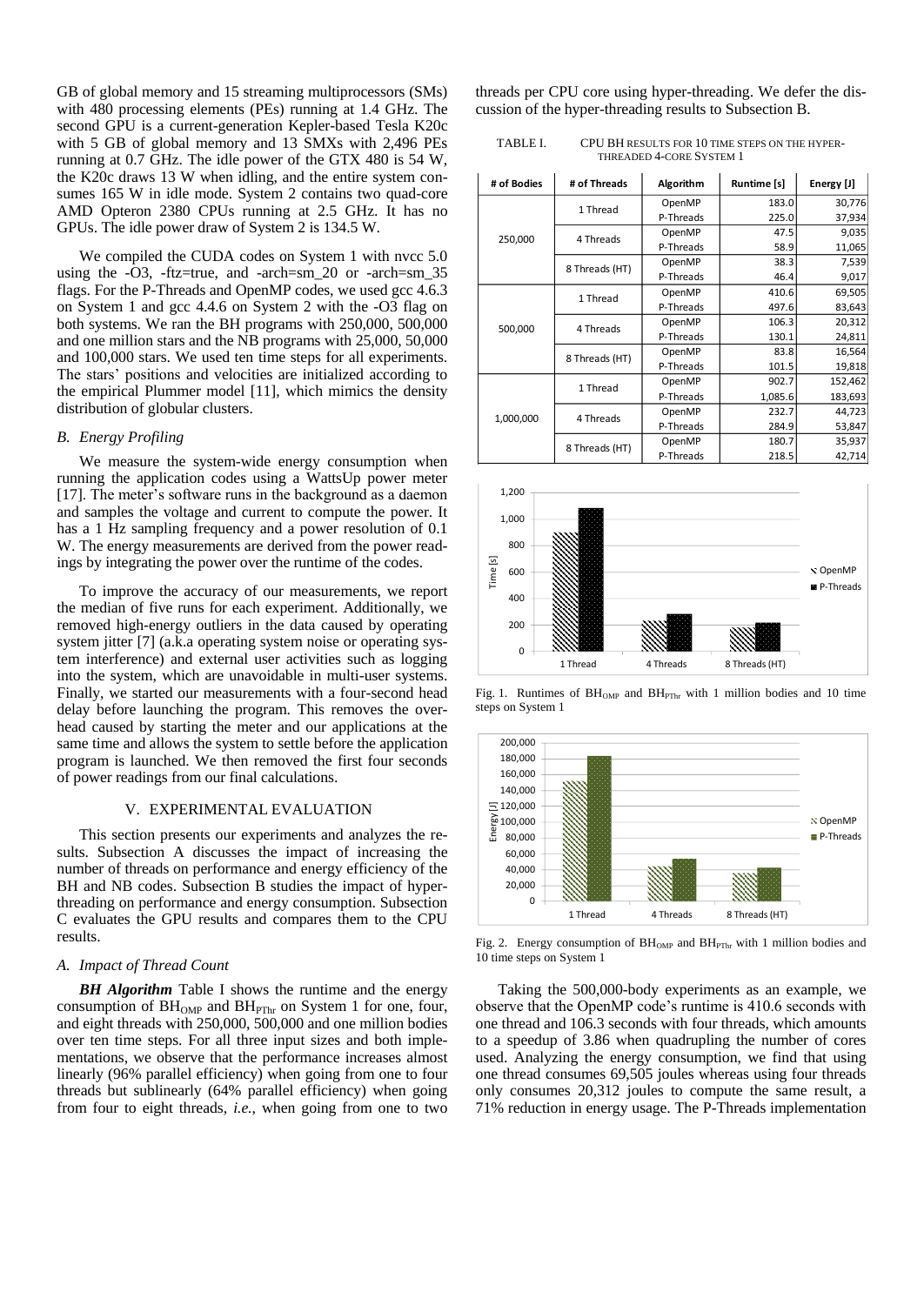GB of global memory and 15 streaming multiprocessors (SMs) with 480 processing elements (PEs) running at 1.4 GHz. The second GPU is a current-generation Kepler-based Tesla K20c with 5 GB of global memory and 13 SMXs with 2,496 PEs running at 0.7 GHz. The idle power of the GTX 480 is 54 W, the K20c draws 13 W when idling, and the entire system consumes 165 W in idle mode. System 2 contains two quad-core AMD Opteron 2380 CPUs running at 2.5 GHz. It has no GPUs. The idle power draw of System 2 is 134.5 W.

We compiled the CUDA codes on System 1 with nvcc 5.0 using the -O3, -ftz=true, and -arch=sm_20 or -arch=sm_35 flags. For the P-Threads and OpenMP codes, we used gcc 4.6.3 on System 1 and gcc 4.4.6 on System 2 with the -O3 flag on both systems. We ran the BH programs with 250,000, 500,000 and one million stars and the NB programs with 25,000, 50,000 and 100,000 stars. We used ten time steps for all experiments. The stars' positions and velocities are initialized according to the empirical Plummer model [11], which mimics the density distribution of globular clusters.

### B. Energy Profiling

We measure the system-wide energy consumption when running the application codes using a WattsUp power meter [17]. The meter's software runs in the background as a daemon and samples the voltage and current to compute the power. It has a 1 Hz sampling frequency and a power resolution of 0.1 W. The energy measurements are derived from the power readings by integrating the power over the runtime of the codes.

To improve the accuracy of our measurements, we report the median of five runs for each experiment. Additionally, we removed high-energy outliers in the data caused by operating system jitter [7] (a.k.a operating system noise or operating system interference) and external user activities such as logging into the system, which are unavoidable in multi-user systems. Finally, we started our measurements with a four-second head delay before launching the program. This removes the overhead caused by starting the meter and our applications at the same time and allows the system to settle before the application program is launched. We then removed the first four seconds of power readings from our final calculations.

## V. Experimental Evaluation

This section presents our experiments and analyzes the results. Subsection A discusses the impact of increasing the number of threads on performance and energy efficiency of the BH and NB codes. Subsection B studies the impact of hyper-threading on performance and energy consumption. Subsection C evaluates the GPU results and compares them to the CPU results.

### A. Impact of Thread Count

***BH Algorithm*** Table I shows the runtime and the energy consumption of $BH_{OMP}$ and $BH_{PThr}$ on System 1 for one, four, and eight threads with 250,000, 500,000 and one million bodies over ten time steps. For all three input sizes and both implementations, we observe that the performance increases almost linearly (96% parallel efficiency) when going from one to four threads but sublinearly (64% parallel efficiency) when going from four to eight threads, *i.e.*, when going from one to two threads per CPU core using hyper-threading. We defer the discussion of the hyper-threading results to Subsection B.

TABLE I. CPU BH results for 10 time steps on the hyper-threaded 4-core System 1

| # of Bodies | # of Threads | Algorithm | Runtime [s] | Energy [J] |
|---|---|---|---|---|
| 250,000 | 1 Thread | OpenMP | 183.0 | 30,776 |
| | | P-Threads | 225.0 | 37,934 |
| | 4 Threads | OpenMP | 47.5 | 9,035 |
| | | P-Threads | 58.9 | 11,065 |
| | 8 Threads (HT) | OpenMP | 38.3 | 7,539 |
| | | P-Threads | 46.4 | 9,017 |
| 500,000 | 1 Thread | OpenMP | 410.6 | 69,505 |
| | | P-Threads | 497.6 | 83,643 |
| | 4 Threads | OpenMP | 106.3 | 20,312 |
| | | P-Threads | 130.1 | 24,811 |
| | 8 Threads (HT) | OpenMP | 83.8 | 16,564 |
| | | P-Threads | 101.5 | 19,818 |
| 1,000,000 | 1 Thread | OpenMP | 902.7 | 152,462 |
| | | P-Threads | 1,085.6 | 183,693 |
| | 4 Threads | OpenMP | 232.7 | 44,723 |
| | | P-Threads | 284.9 | 53,847 |
| | 8 Threads (HT) | OpenMP | 180.7 | 35,937 |
| | | P-Threads | 218.5 | 42,714 |

Fig. 1. Runtimes of $BH_{OMP}$ and $BH_{PThr}$ with 1 million bodies and 10 time steps on System 1

Fig. 2. Energy consumption of $BH_{OMP}$ and $BH_{PThr}$ with 1 million bodies and 10 time steps on System 1

Taking the 500,000-body experiments as an example, we observe that the OpenMP code's runtime is 410.6 seconds with one thread and 106.3 seconds with four threads, which amounts to a speedup of 3.86 when quadrupling the number of cores used. Analyzing the energy consumption, we find that using one thread consumes 69,505 joules whereas using four threads only consumes 20,312 joules to compute the same result, a 71% reduction in energy usage. The P-Threads implementation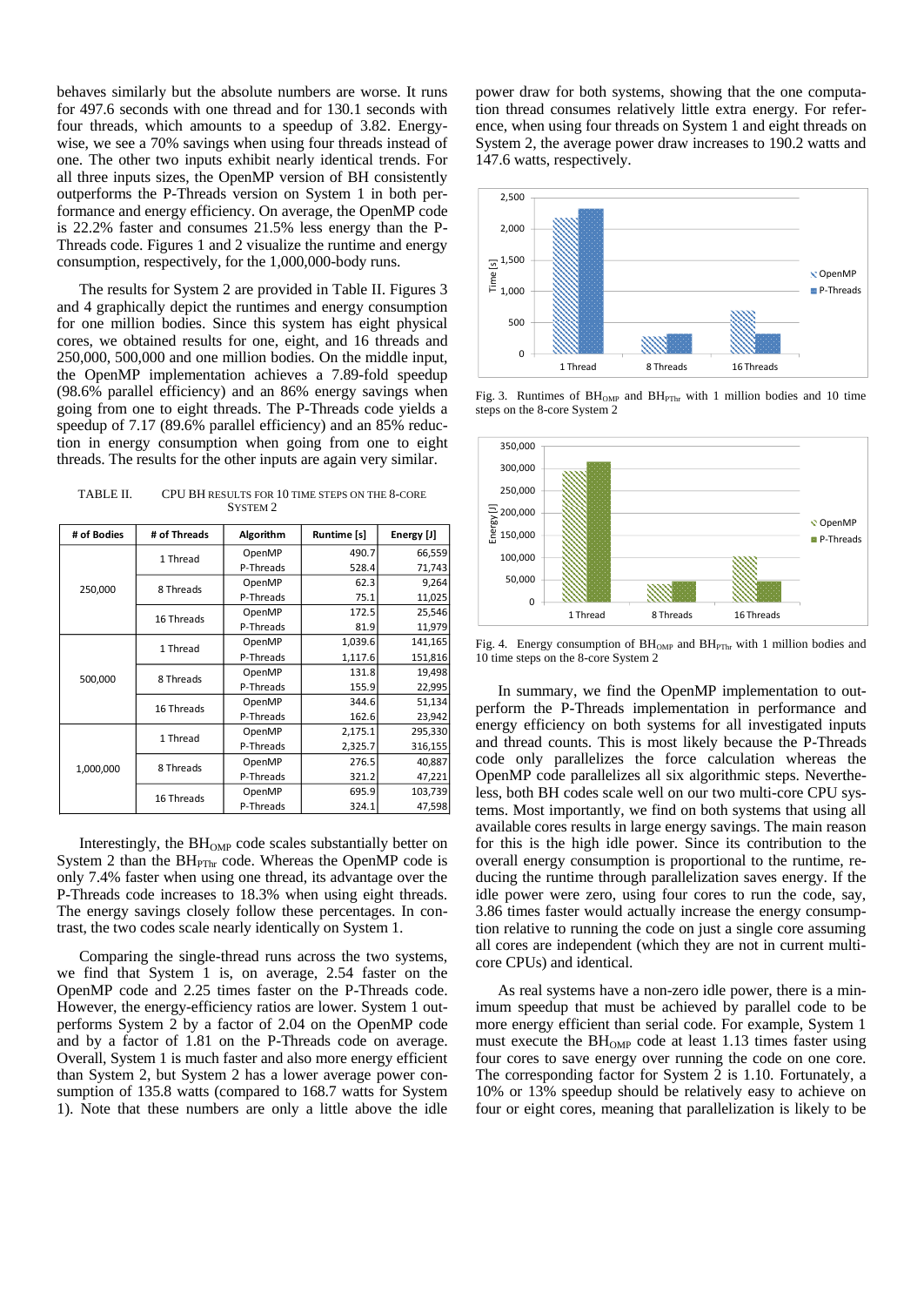behaves similarly but the absolute numbers are worse. It runs for 497.6 seconds with one thread and for 130.1 seconds with four threads, which amounts to a speedup of 3.82. Energy-wise, we see a 70% savings when using four threads instead of one. The other two inputs exhibit nearly identical trends. For all three inputs sizes, the OpenMP version of BH consistently outperforms the P-Threads version on System 1 in both performance and energy efficiency. On average, the OpenMP code is 22.2% faster and consumes 21.5% less energy than the P-Threads code. Figures 1 and 2 visualize the runtime and energy consumption, respectively, for the 1,000,000-body runs.

The results for System 2 are provided in Table II. Figures 3 and 4 graphically depict the runtimes and energy consumption for one million bodies. Since this system has eight physical cores, we obtained results for one, eight, and 16 threads and 250,000, 500,000 and one million bodies. On the middle input, the OpenMP implementation achieves a 7.89-fold speedup (98.6% parallel efficiency) and an 86% energy savings when going from one to eight threads. The P-Threads code yields a speedup of 7.17 (89.6% parallel efficiency) and an 85% reduction in energy consumption when going from one to eight threads. The results for the other inputs are again very similar.

TABLE II. CPU BH RESULTS FOR 10 TIME STEPS ON THE 8-CORE SYSTEM 2

| # of Bodies | # of Threads | Algorithm | Runtime [s] | Energy [J] |
|---|---|---|---|---|
| 250,000 | 1 Thread | OpenMP | 490.7 | 66,559 |
| | | P-Threads | 528.4 | 71,743 |
| | 8 Threads | OpenMP | 62.3 | 9,264 |
| | | P-Threads | 75.1 | 11,025 |
| | 16 Threads | OpenMP | 172.5 | 25,546 |
| | | P-Threads | 81.9 | 11,979 |
| 500,000 | 1 Thread | OpenMP | 1,039.6 | 141,165 |
| | | P-Threads | 1,117.6 | 151,816 |
| | 8 Threads | OpenMP | 131.8 | 19,498 |
| | | P-Threads | 155.9 | 22,995 |
| | 16 Threads | OpenMP | 344.6 | 51,134 |
| | | P-Threads | 162.6 | 23,942 |
| 1,000,000 | 1 Thread | OpenMP | 2,175.1 | 295,330 |
| | | P-Threads | 2,325.7 | 316,155 |
| | 8 Threads | OpenMP | 276.5 | 40,887 |
| | | P-Threads | 321.2 | 47,221 |
| | 16 Threads | OpenMP | 695.9 | 103,739 |
| | | P-Threads | 324.1 | 47,598 |

Interestingly, the $BH_{OMP}$ code scales substantially better on System 2 than the $BH_{PThr}$ code. Whereas the OpenMP code is only 7.4% faster when using one thread, its advantage over the P-Threads code increases to 18.3% when using eight threads. The energy savings closely follow these percentages. In contrast, the two codes scale nearly identically on System 1.

Comparing the single-thread runs across the two systems, we find that System 1 is, on average, 2.54 faster on the OpenMP code and 2.25 times faster on the P-Threads code. However, the energy-efficiency ratios are lower. System 1 outperforms System 2 by a factor of 2.04 on the OpenMP code and by a factor of 1.81 on the P-Threads code on average. Overall, System 1 is much faster and also more energy efficient than System 2, but System 2 has a lower average power consumption of 135.8 watts (compared to 168.7 watts for System 1). Note that these numbers are only a little above the idle power draw for both systems, showing that the one computation thread consumes relatively little extra energy. For reference, when using four threads on System 1 and eight threads on System 2, the average power draw increases to 190.2 watts and 147.6 watts, respectively.

Fig. 3. Runtimes of $BH_{OMP}$ and $BH_{PThr}$ with 1 million bodies and 10 time steps on the 8-core System 2

Fig. 4. Energy consumption of $BH_{OMP}$ and $BH_{PThr}$ with 1 million bodies and 10 time steps on the 8-core System 2

In summary, we find the OpenMP implementation to outperform the P-Threads implementation in performance and energy efficiency on both systems for all investigated inputs and thread counts. This is most likely because the P-Threads code only parallelizes the force calculation whereas the OpenMP code parallelizes all six algorithmic steps. Nevertheless, both BH codes scale well on our two multi-core CPU systems. Most importantly, we find on both systems that using all available cores results in large energy savings. The main reason for this is the high idle power. Since its contribution to the overall energy consumption is proportional to the runtime, reducing the runtime through parallelization saves energy. If the idle power were zero, using four cores to run the code, say, 3.86 times faster would actually increase the energy consumption relative to running the code on just a single core assuming all cores are independent (which they are not in current multi-core CPUs) and identical.

As real systems have a non-zero idle power, there is a minimum speedup that must be achieved by parallel code to be more energy efficient than serial code. For example, System 1 must execute the $BH_{OMP}$ code at least 1.13 times faster using four cores to save energy over running the code on one core. The corresponding factor for System 2 is 1.10. Fortunately, a 10% or 13% speedup should be relatively easy to achieve on four or eight cores, meaning that parallelization is likely to be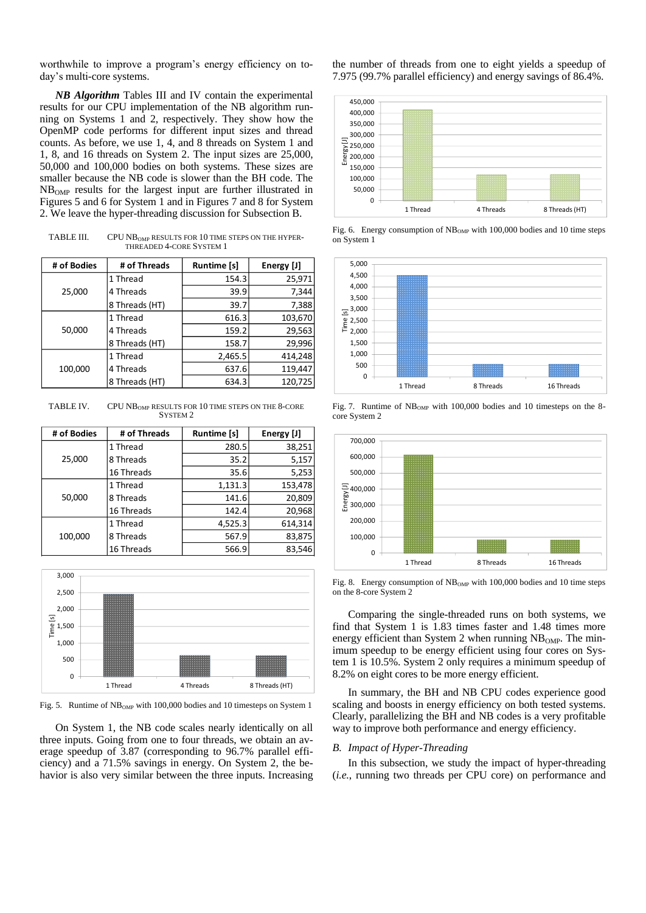worthwhile to improve a program's energy efficiency on today's multi-core systems.

***NB Algorithm*** Tables III and IV contain the experimental results for our CPU implementation of the NB algorithm running on Systems 1 and 2, respectively. They show how the OpenMP code performs for different input sizes and thread counts. As before, we use 1, 4, and 8 threads on System 1 and 1, 8, and 16 threads on System 2. The input sizes are 25,000, 50,000 and 100,000 bodies on both systems. These sizes are smaller because the NB code is slower than the BH code. The $NB_{OMP}$ results for the largest input are further illustrated in Figures 5 and 6 for System 1 and in Figures 7 and 8 for System 2. We leave the hyper-threading discussion for Subsection B.

TABLE III. CPU $NB_{OMP}$ RESULTS FOR 10 TIME STEPS ON THE HYPER-THREADED 4-CORE SYSTEM 1

| # of Bodies | # of Threads | Runtime [s] | Energy [J] |
|---|---|---|---|
| 25,000 | 1 Thread | 154.3 | 25,971 |
| | 4 Threads | 39.9 | 7,344 |
| | 8 Threads (HT) | 39.7 | 7,388 |
| 50,000 | 1 Thread | 616.3 | 103,670 |
| | 4 Threads | 159.2 | 29,563 |
| | 8 Threads (HT) | 158.7 | 29,996 |
| 100,000 | 1 Thread | 2,465.5 | 414,248 |
| | 4 Threads | 637.6 | 119,447 |
| | 8 Threads (HT) | 634.3 | 120,725 |

TABLE IV. CPU $NB_{OMP}$ RESULTS FOR 10 TIME STEPS ON THE 8-CORE SYSTEM 2

| # of Bodies | # of Threads | Runtime [s] | Energy [J] |
|---|---|---|---|
| 25,000 | 1 Thread | 280.5 | 38,251 |
| | 8 Threads | 35.2 | 5,157 |
| | 16 Threads | 35.6 | 5,253 |
| 50,000 | 1 Thread | 1,131.3 | 153,478 |
| | 8 Threads | 141.6 | 20,809 |
| | 16 Threads | 142.4 | 20,968 |
| 100,000 | 1 Thread | 4,525.3 | 614,314 |
| | 8 Threads | 567.9 | 83,875 |
| | 16 Threads | 566.9 | 83,546 |

Fig. 5. Runtime of $NB_{OMP}$ with 100,000 bodies and 10 timesteps on System 1

On System 1, the NB code scales nearly identically on all three inputs. Going from one to four threads, we obtain an average speedup of 3.87 (corresponding to 96.7% parallel efficiency) and a 71.5% savings in energy. On System 2, the behavior is also very similar between the three inputs. Increasing the number of threads from one to eight yields a speedup of 7.975 (99.7% parallel efficiency) and energy savings of 86.4%.

Fig. 6. Energy consumption of $NB_{OMP}$ with 100,000 bodies and 10 time steps on System 1

Fig. 7. Runtime of $NB_{OMP}$ with 100,000 bodies and 10 timesteps on the 8-core System 2

Fig. 8. Energy consumption of $NB_{OMP}$ with 100,000 bodies and 10 time steps on the 8-core System 2

Comparing the single-threaded runs on both systems, we find that System 1 is 1.83 times faster and 1.48 times more energy efficient than System 2 when running $NB_{OMP}$. The minimum speedup to be energy efficient using four cores on System 1 is 10.5%. System 2 only requires a minimum speedup of 8.2% on eight cores to be more energy efficient.

In summary, the BH and NB CPU codes experience good scaling and boosts in energy efficiency on both tested systems. Clearly, parallelizing the BH and NB codes is a very profitable way to improve both performance and energy efficiency.

### *B. Impact of Hyper-Threading*

In this subsection, we study the impact of hyper-threading (*i.e.*, running two threads per CPU core) on performance and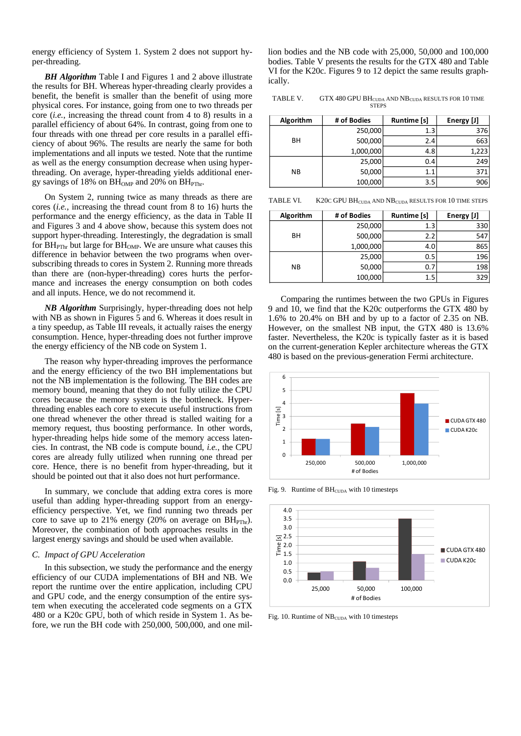energy efficiency of System 1. System 2 does not support hyper-threading.

***BH Algorithm*** Table I and Figures 1 and 2 above illustrate the results for BH. Whereas hyper-threading clearly provides a benefit, the benefit is smaller than the benefit of using more physical cores. For instance, going from one to two threads per core (*i.e.*, increasing the thread count from 4 to 8) results in a parallel efficiency of about 64%. In contrast, going from one to four threads with one thread per core results in a parallel efficiency of about 96%. The results are nearly the same for both implementations and all inputs we tested. Note that the runtime as well as the energy consumption decrease when using hyper-threading. On average, hyper-threading yields additional energy savings of 18% on $BH_{OMP}$ and 20% on $BH_{PThr}$.

On System 2, running twice as many threads as there are cores (*i.e.*, increasing the thread count from 8 to 16) hurts the performance and the energy efficiency, as the data in Table II and Figures 3 and 4 above show, because this system does not support hyper-threading. Interestingly, the degradation is small for $BH_{PThr}$ but large for $BH_{OMP}$. We are unsure what causes this difference in behavior between the two programs when oversubscribing threads to cores in System 2. Running more threads than there are (non-hyper-threading) cores hurts the performance and increases the energy consumption on both codes and all inputs. Hence, we do not recommend it.

***NB Algorithm*** Surprisingly, hyper-threading does not help with NB as shown in Figures 5 and 6. Whereas it does result in a tiny speedup, as Table III reveals, it actually raises the energy consumption. Hence, hyper-threading does not further improve the energy efficiency of the NB code on System 1.

The reason why hyper-threading improves the performance and the energy efficiency of the two BH implementations but not the NB implementation is the following. The BH codes are memory bound, meaning that they do not fully utilize the CPU cores because the memory system is the bottleneck. Hyper-threading enables each core to execute useful instructions from one thread whenever the other thread is stalled waiting for a memory request, thus boosting performance. In other words, hyper-threading helps hide some of the memory access latencies. In contrast, the NB code is compute bound, *i.e.*, the CPU cores are already fully utilized when running one thread per core. Hence, there is no benefit from hyper-threading, but it should be pointed out that it also does not hurt performance.

In summary, we conclude that adding extra cores is more useful than adding hyper-threading support from an energy-efficiency perspective. Yet, we find running two threads per core to save up to 21% energy (20% on average on $BH_{PThr}$). Moreover, the combination of both approaches results in the largest energy savings and should be used when available.

### *C. Impact of GPU Acceleration*

In this subsection, we study the performance and the energy efficiency of our CUDA implementations of BH and NB. We report the runtime over the entire application, including CPU and GPU code, and the energy consumption of the entire system when executing the accelerated code segments on a GTX 480 or a K20c GPU, both of which reside in System 1. As before, we run the BH code with 250,000, 500,000, and one million bodies and the NB code with 25,000, 50,000 and 100,000 bodies. Table V presents the results for the GTX 480 and Table VI for the K20c. Figures 9 to 12 depict the same results graphically.

TABLE V. GTX 480 GPU $BH_{CUDA}$ AND $NB_{CUDA}$ RESULTS FOR 10 TIME STEPS

| Algorithm | # of Bodies | Runtime [s] | Energy [J] |
|---|---|---|---|
| BH | 250,000 | 1.3 | 376 |
| | 500,000 | 2.4 | 663 |
| | 1,000,000 | 4.8 | 1,223 |
| NB | 25,000 | 0.4 | 249 |
| | 50,000 | 1.1 | 371 |
| | 100,000 | 3.5 | 906 |

TABLE VI. K20C GPU $BH_{CUDA}$ AND $NB_{CUDA}$ RESULTS FOR 10 TIME STEPS

| Algorithm | # of Bodies | Runtime [s] | Energy [J] |
|---|---|---|---|
| BH | 250,000 | 1.3 | 330 |
| | 500,000 | 2.2 | 547 |
| | 1,000,000 | 4.0 | 865 |
| NB | 25,000 | 0.5 | 196 |
| | 50,000 | 0.7 | 198 |
| | 100,000 | 1.5 | 329 |

Comparing the runtimes between the two GPUs in Figures 9 and 10, we find that the K20c outperforms the GTX 480 by 1.6% and 20.4% on BH and by up to a factor of 2.35 on NB. However, on the smallest NB input, the GTX 480 is 13.6% faster. Nevertheless, the K20c is typically faster as it is based on the current-generation Kepler architecture whereas the GTX 480 is based on the previous-generation Fermi architecture.

Fig. 9. Runtime of $BH_{CUDA}$ with 10 timesteps

Fig. 10. Runtime of $NB_{CUDA}$ with 10 timesteps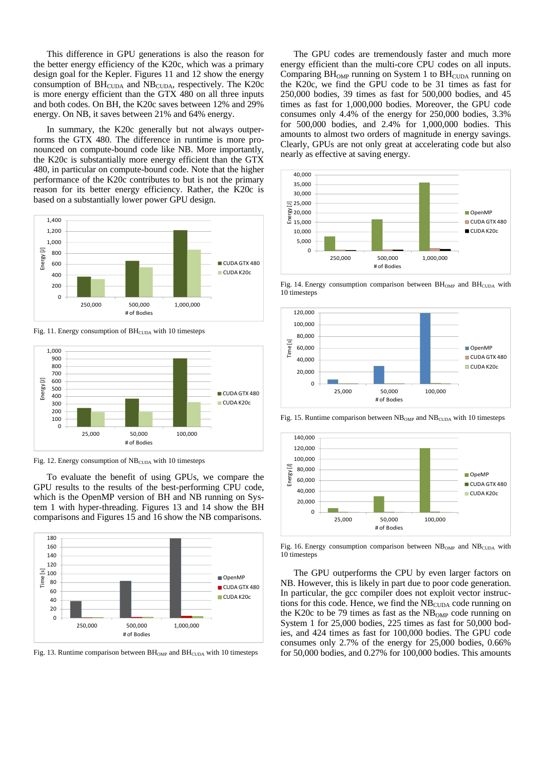This difference in GPU generations is also the reason for the better energy efficiency of the K20c, which was a primary design goal for the Kepler. Figures 11 and 12 show the energy consumption of $BH_{CUDA}$ and $NB_{CUDA}$, respectively. The K20c is more energy efficient than the GTX 480 on all three inputs and both codes. On BH, the K20c saves between 12% and 29% energy. On NB, it saves between 21% and 64% energy.

In summary, the K20c generally but not always outperforms the GTX 480. The difference in runtime is more pronounced on compute-bound code like NB. More importantly, the K20c is substantially more energy efficient than the GTX 480, in particular on compute-bound code. Note that the higher performance of the K20c contributes to but is not the primary reason for its better energy efficiency. Rather, the K20c is based on a substantially lower power GPU design.

Fig. 11. Energy consumption of $BH_{CUDA}$ with 10 timesteps

Fig. 12. Energy consumption of $NB_{CUDA}$ with 10 timesteps

To evaluate the benefit of using GPUs, we compare the GPU results to the results of the best-performing CPU code, which is the OpenMP version of BH and NB running on System 1 with hyper-threading. Figures 13 and 14 show the BH comparisons and Figures 15 and 16 show the NB comparisons.

Fig. 13. Runtime comparison between $BH_{OMP}$ and $BH_{CUDA}$ with 10 timesteps

The GPU codes are tremendously faster and much more energy efficient than the multi-core CPU codes on all inputs. Comparing $BH_{OMP}$ running on System 1 to $BH_{CUDA}$ running on the K20c, we find the GPU code to be 31 times as fast for 250,000 bodies, 39 times as fast for 500,000 bodies, and 45 times as fast for 1,000,000 bodies. Moreover, the GPU code consumes only 4.4% of the energy for 250,000 bodies, 3.3% for 500,000 bodies, and 2.4% for 1,000,000 bodies. This amounts to almost two orders of magnitude in energy savings. Clearly, GPUs are not only great at accelerating code but also nearly as effective at saving energy.

Fig. 14. Energy consumption comparison between $BH_{OMP}$ and $BH_{CUDA}$ with 10 timesteps

Fig. 15. Runtime comparison between $NB_{OMP}$ and $NB_{CUDA}$ with 10 timesteps

Fig. 16. Energy consumption comparison between $NB_{OMP}$ and $NB_{CUDA}$ with 10 timesteps

The GPU outperforms the CPU by even larger factors on NB. However, this is likely in part due to poor code generation. In particular, the gcc compiler does not exploit vector instructions for this code. Hence, we find the $NB_{CUDA}$ code running on the K20c to be 79 times as fast as the $NB_{OMP}$ code running on System 1 for 25,000 bodies, 225 times as fast for 50,000 bodies, and 424 times as fast for 100,000 bodies. The GPU code consumes only 2.7% of the energy for 25,000 bodies, 0.66% for 50,000 bodies, and 0.27% for 100,000 bodies. This amounts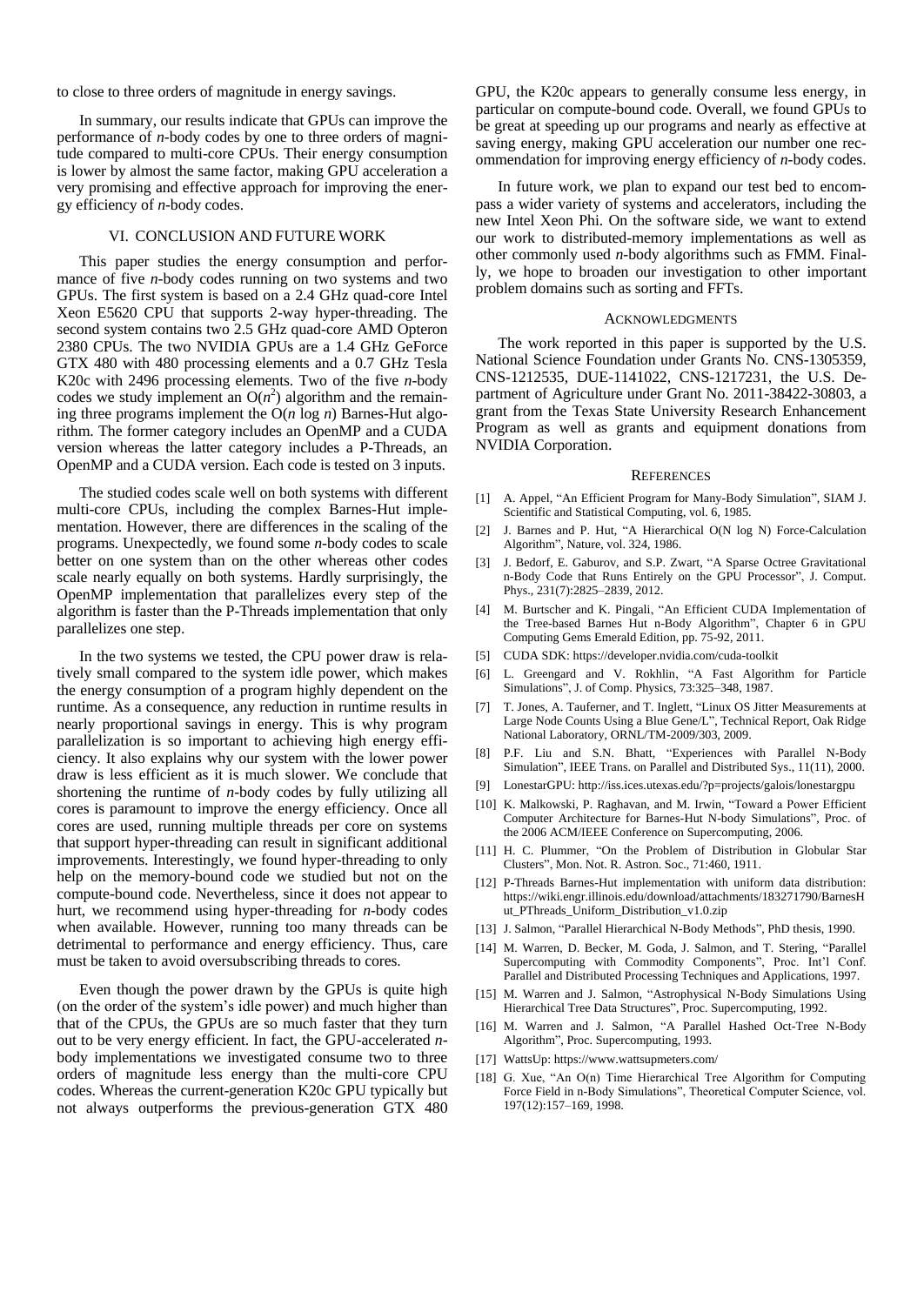to close to three orders of magnitude in energy savings.

In summary, our results indicate that GPUs can improve the performance of *n*-body codes by one to three orders of magnitude compared to multi-core CPUs. Their energy consumption is lower by almost the same factor, making GPU acceleration a very promising and effective approach for improving the energy efficiency of *n*-body codes.

## VI. CONCLUSION AND FUTURE WORK

This paper studies the energy consumption and performance of five *n*-body codes running on two systems and two GPUs. The first system is based on a 2.4 GHz quad-core Intel Xeon E5620 CPU that supports 2-way hyper-threading. The second system contains two 2.5 GHz quad-core AMD Opteron 2380 CPUs. The two NVIDIA GPUs are a 1.4 GHz GeForce GTX 480 with 480 processing elements and a 0.7 GHz Tesla K20c with 2496 processing elements. Two of the five *n*-body codes we study implement an $O(n^2)$ algorithm and the remaining three programs implement the $O(n \log n)$ Barnes-Hut algorithm. The former category includes an OpenMP and a CUDA version whereas the latter category includes a P-Threads, an OpenMP and a CUDA version. Each code is tested on 3 inputs.

The studied codes scale well on both systems with different multi-core CPUs, including the complex Barnes-Hut implementation. However, there are differences in the scaling of the programs. Unexpectedly, we found some *n*-body codes to scale better on one system than on the other whereas other codes scale nearly equally on both systems. Hardly surprisingly, the OpenMP implementation that parallelizes every step of the algorithm is faster than the P-Threads implementation that only parallelizes one step.

In the two systems we tested, the CPU power draw is relatively small compared to the system idle power, which makes the energy consumption of a program highly dependent on the runtime. As a consequence, any reduction in runtime results in nearly proportional savings in energy. This is why program parallelization is so important to achieving high energy efficiency. It also explains why our system with the lower power draw is less efficient as it is much slower. We conclude that shortening the runtime of *n*-body codes by fully utilizing all cores is paramount to improve the energy efficiency. Once all cores are used, running multiple threads per core on systems that support hyper-threading can result in significant additional improvements. Interestingly, we found hyper-threading to only help on the memory-bound code we studied but not on the compute-bound code. Nevertheless, since it does not appear to hurt, we recommend using hyper-threading for *n*-body codes when available. However, running too many threads can be detrimental to performance and energy efficiency. Thus, care must be taken to avoid oversubscribing threads to cores.

Even though the power drawn by the GPUs is quite high (on the order of the system's idle power) and much higher than that of the CPUs, the GPUs are so much faster that they turn out to be very energy efficient. In fact, the GPU-accelerated *n*-body implementations we investigated consume two to three orders of magnitude less energy than the multi-core CPU codes. Whereas the current-generation K20c GPU typically but not always outperforms the previous-generation GTX 480 GPU, the K20c appears to generally consume less energy, in particular on compute-bound code. Overall, we found GPUs to be great at speeding up our programs and nearly as effective at saving energy, making GPU acceleration our number one recommendation for improving energy efficiency of *n*-body codes.

In future work, we plan to expand our test bed to encompass a wider variety of systems and accelerators, including the new Intel Xeon Phi. On the software side, we want to extend our work to distributed-memory implementations as well as other commonly used *n*-body algorithms such as FMM. Finally, we hope to broaden our investigation to other important problem domains such as sorting and FFTs.

## ACKNOWLEDGMENTS

The work reported in this paper is supported by the U.S. National Science Foundation under Grants No. CNS-1305359, CNS-1212535, DUE-1141022, CNS-1217231, the U.S. Department of Agriculture under Grant No. 2011-38422-30803, a grant from the Texas State University Research Enhancement Program as well as grants and equipment donations from NVIDIA Corporation.

## REFERENCES

[1] A. Appel, "An Efficient Program for Many-Body Simulation", SIAM J. Scientific and Statistical Computing, vol. 6, 1985.

[2] J. Barnes and P. Hut, "A Hierarchical O(N log N) Force-Calculation Algorithm", Nature, vol. 324, 1986.

[3] J. Bedorf, E. Gaburov, and S.P. Zwart, "A Sparse Octree Gravitational n-Body Code that Runs Entirely on the GPU Processor", J. Comput. Phys., 231(7):2825–2839, 2012.

[4] M. Burtscher and K. Pingali, "An Efficient CUDA Implementation of the Tree-based Barnes Hut n-Body Algorithm", Chapter 6 in GPU Computing Gems Emerald Edition, pp. 75-92, 2011.

[5] CUDA SDK: https://developer.nvidia.com/cuda-toolkit

[6] L. Greengard and V. Rokhlin, "A Fast Algorithm for Particle Simulations", J. of Comp. Physics, 73:325–348, 1987.

[7] T. Jones, A. Tauferner, and T. Inglett, "Linux OS Jitter Measurements at Large Node Counts Using a Blue Gene/L", Technical Report, Oak Ridge National Laboratory, ORNL/TM-2009/303, 2009.

[8] P.F. Liu and S.N. Bhatt, "Experiences with Parallel N-Body Simulation", IEEE Trans. on Parallel and Distributed Sys., 11(11), 2000.

[9] LonestarGPU: http://iss.ices.utexas.edu/?p=projects/galois/lonestargpu

[10] K. Malkowski, P. Raghavan, and M. Irwin, "Toward a Power Efficient Computer Architecture for Barnes-Hut N-body Simulations", Proc. of the 2006 ACM/IEEE Conference on Supercomputing, 2006.

[11] H. C. Plummer, "On the Problem of Distribution in Globular Star Clusters", Mon. Not. R. Astron. Soc., 71:460, 1911.

[12] P-Threads Barnes-Hut implementation with uniform data distribution: https://wiki.engr.illinois.edu/download/attachments/183271790/BarnesHut_PThreads_Uniform_Distribution_v1.0.zip

[13] J. Salmon, "Parallel Hierarchical N-Body Methods", PhD thesis, 1990.

[14] M. Warren, D. Becker, M. Goda, J. Salmon, and T. Stering, "Parallel Supercomputing with Commodity Components", Proc. Int'l Conf. Parallel and Distributed Processing Techniques and Applications, 1997.

[15] M. Warren and J. Salmon, "Astrophysical N-Body Simulations Using Hierarchical Tree Data Structures", Proc. Supercomputing, 1992.

[16] M. Warren and J. Salmon, "A Parallel Hashed Oct-Tree N-Body Algorithm", Proc. Supercomputing, 1993.

[17] WattsUp: https://www.wattsupmeters.com/

[18] G. Xue, "An O(n) Time Hierarchical Tree Algorithm for Computing Force Field in n-Body Simulations", Theoretical Computer Science, vol. 197(12):157–169, 1998.